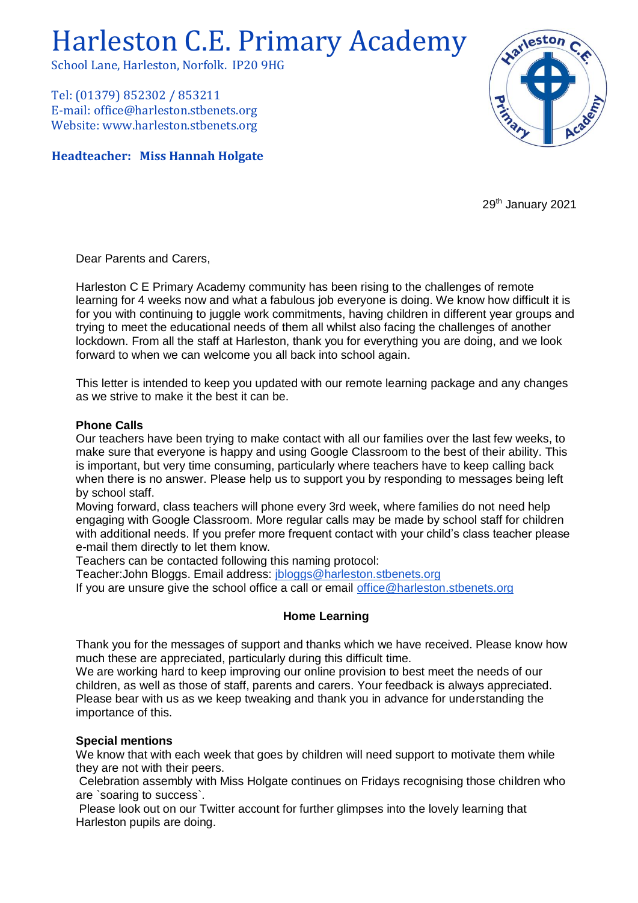# Harleston C.E. Primary Academy

School Lane, Harleston, Norfolk. IP20 9HG

Tel: (01379) 852302 / 853211
E-mail: office@harleston.stbenets.org
Website: www.harleston.stbenets.org

**Headteacher: Miss Hannah Holgate**

29th January 2021

Dear Parents and Carers,

Harleston C E Primary Academy community has been rising to the challenges of remote learning for 4 weeks now and what a fabulous job everyone is doing. We know how difficult it is for you with continuing to juggle work commitments, having children in different year groups and trying to meet the educational needs of them all whilst also facing the challenges of another lockdown. From all the staff at Harleston, thank you for everything you are doing, and we look forward to when we can welcome you all back into school again.

This letter is intended to keep you updated with our remote learning package and any changes as we strive to make it the best it can be.

**Phone Calls**

Our teachers have been trying to make contact with all our families over the last few weeks, to make sure that everyone is happy and using Google Classroom to the best of their ability. This is important, but very time consuming, particularly where teachers have to keep calling back when there is no answer. Please help us to support you by responding to messages being left by school staff.

Moving forward, class teachers will phone every 3rd week, where families do not need help engaging with Google Classroom. More regular calls may be made by school staff for children with additional needs. If you prefer more frequent contact with your child's class teacher please e-mail them directly to let them know.

Teachers can be contacted following this naming protocol:

Teacher:John Bloggs. Email address: jbloggs@harleston.stbenets.org

If you are unsure give the school office a call or email office@harleston.stbenets.org

**Home Learning**

Thank you for the messages of support and thanks which we have received. Please know how much these are appreciated, particularly during this difficult time.

We are working hard to keep improving our online provision to best meet the needs of our children, as well as those of staff, parents and carers. Your feedback is always appreciated. Please bear with us as we keep tweaking and thank you in advance for understanding the importance of this.

**Special mentions**

We know that with each week that goes by children will need support to motivate them while they are not with their peers.

Celebration assembly with Miss Holgate continues on Fridays recognising those children who are `soaring to success`.

Please look out on our Twitter account for further glimpses into the lovely learning that Harleston pupils are doing.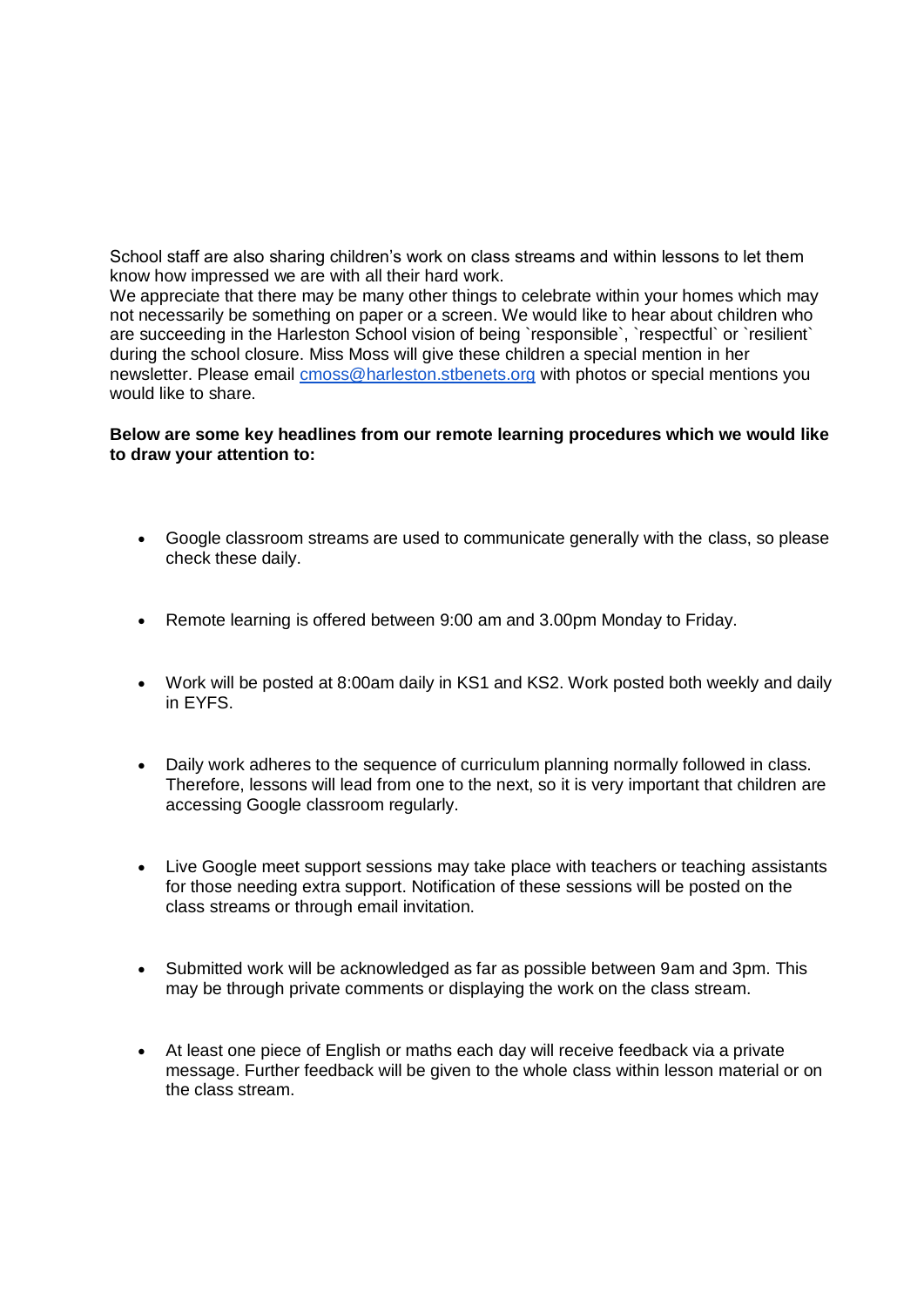School staff are also sharing children's work on class streams and within lessons to let them know how impressed we are with all their hard work.
We appreciate that there may be many other things to celebrate within your homes which may not necessarily be something on paper or a screen. We would like to hear about children who are succeeding in the Harleston School vision of being `responsible`, `respectful` or `resilient` during the school closure. Miss Moss will give these children a special mention in her newsletter. Please email cmoss@harleston.stbenets.org with photos or special mentions you would like to share.

**Below are some key headlines from our remote learning procedures which we would like to draw your attention to:**

- Google classroom streams are used to communicate generally with the class, so please check these daily.
- Remote learning is offered between 9:00 am and 3.00pm Monday to Friday.
- Work will be posted at 8:00am daily in KS1 and KS2. Work posted both weekly and daily in EYFS.
- Daily work adheres to the sequence of curriculum planning normally followed in class. Therefore, lessons will lead from one to the next, so it is very important that children are accessing Google classroom regularly.
- Live Google meet support sessions may take place with teachers or teaching assistants for those needing extra support. Notification of these sessions will be posted on the class streams or through email invitation.
- Submitted work will be acknowledged as far as possible between 9am and 3pm. This may be through private comments or displaying the work on the class stream.
- At least one piece of English or maths each day will receive feedback via a private message. Further feedback will be given to the whole class within lesson material or on the class stream.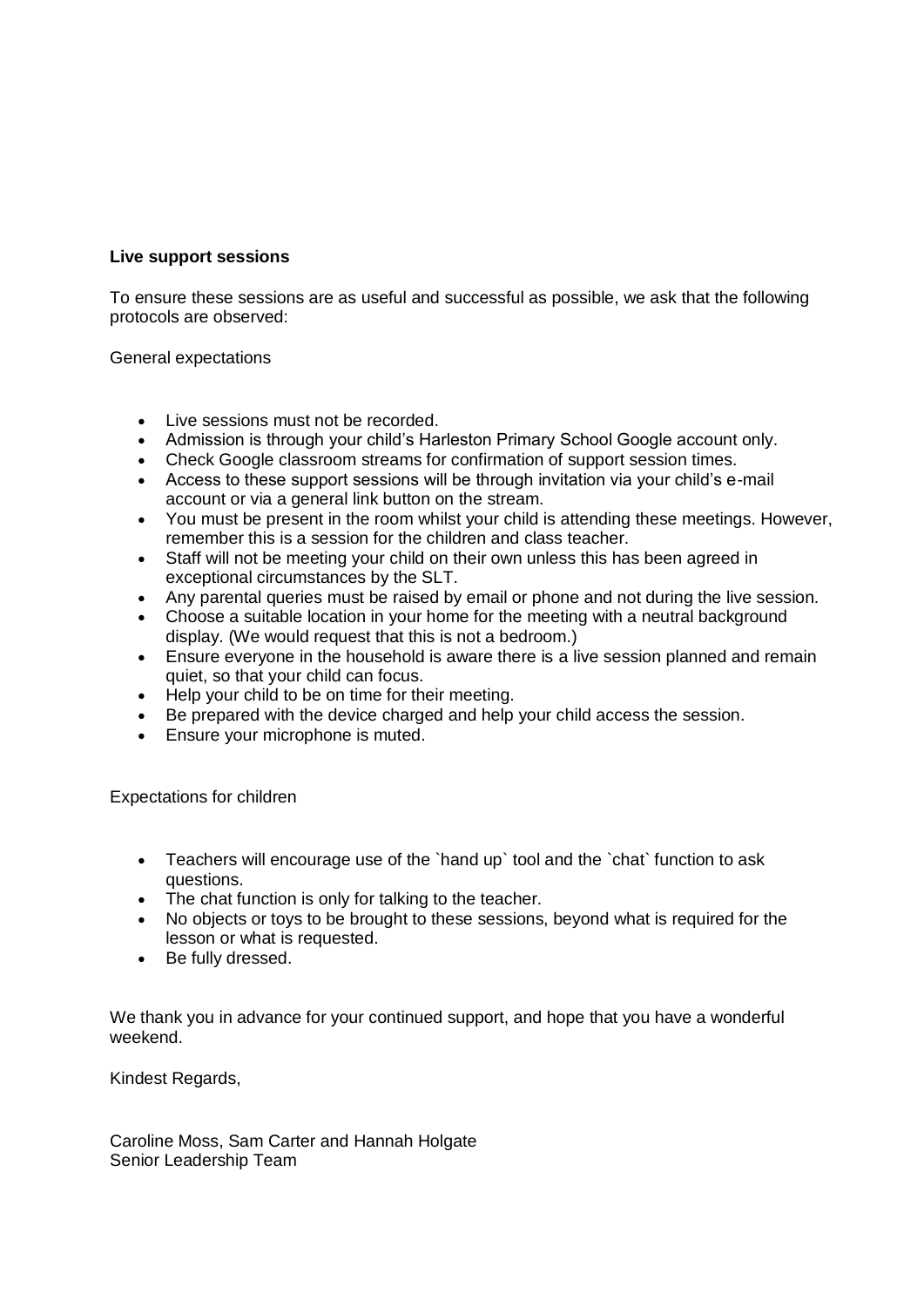**Live support sessions**

To ensure these sessions are as useful and successful as possible, we ask that the following protocols are observed:

General expectations

- Live sessions must not be recorded.
- Admission is through your child's Harleston Primary School Google account only.
- Check Google classroom streams for confirmation of support session times.
- Access to these support sessions will be through invitation via your child's e-mail account or via a general link button on the stream.
- You must be present in the room whilst your child is attending these meetings. However, remember this is a session for the children and class teacher.
- Staff will not be meeting your child on their own unless this has been agreed in exceptional circumstances by the SLT.
- Any parental queries must be raised by email or phone and not during the live session.
- Choose a suitable location in your home for the meeting with a neutral background display. (We would request that this is not a bedroom.)
- Ensure everyone in the household is aware there is a live session planned and remain quiet, so that your child can focus.
- Help your child to be on time for their meeting.
- Be prepared with the device charged and help your child access the session.
- Ensure your microphone is muted.

Expectations for children

- Teachers will encourage use of the `hand up` tool and the `chat` function to ask questions.
- The chat function is only for talking to the teacher.
- No objects or toys to be brought to these sessions, beyond what is required for the lesson or what is requested.
- Be fully dressed.

We thank you in advance for your continued support, and hope that you have a wonderful weekend.

Kindest Regards,

Caroline Moss, Sam Carter and Hannah Holgate
Senior Leadership Team